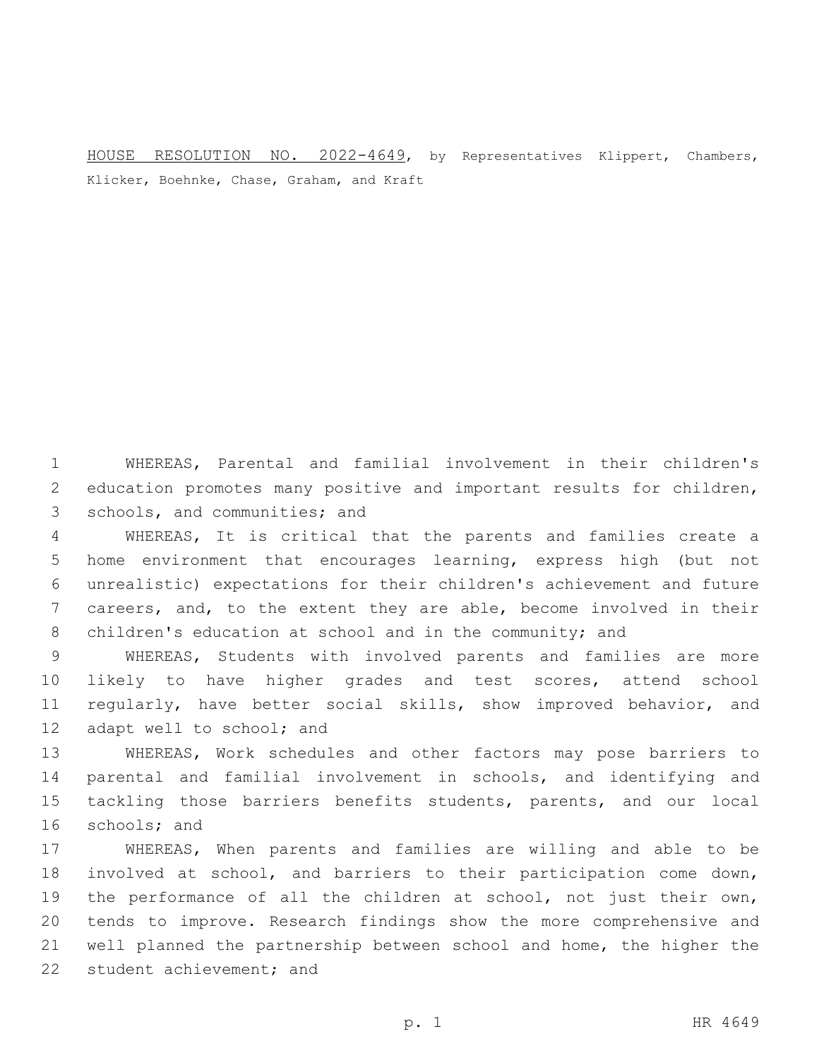HOUSE RESOLUTION NO. 2022-4649, by Representatives Klippert, Chambers, Klicker, Boehnke, Chase, Graham, and Kraft

WHEREAS, Parental and familial involvement in their children's education promotes many positive and important results for children, schools, and communities; and

WHEREAS, It is critical that the parents and families create a home environment that encourages learning, express high (but not unrealistic) expectations for their children's achievement and future careers, and, to the extent they are able, become involved in their children's education at school and in the community; and

WHEREAS, Students with involved parents and families are more likely to have higher grades and test scores, attend school regularly, have better social skills, show improved behavior, and adapt well to school; and

WHEREAS, Work schedules and other factors may pose barriers to parental and familial involvement in schools, and identifying and tackling those barriers benefits students, parents, and our local schools; and

WHEREAS, When parents and families are willing and able to be involved at school, and barriers to their participation come down, the performance of all the children at school, not just their own, tends to improve. Research findings show the more comprehensive and well planned the partnership between school and home, the higher the student achievement; and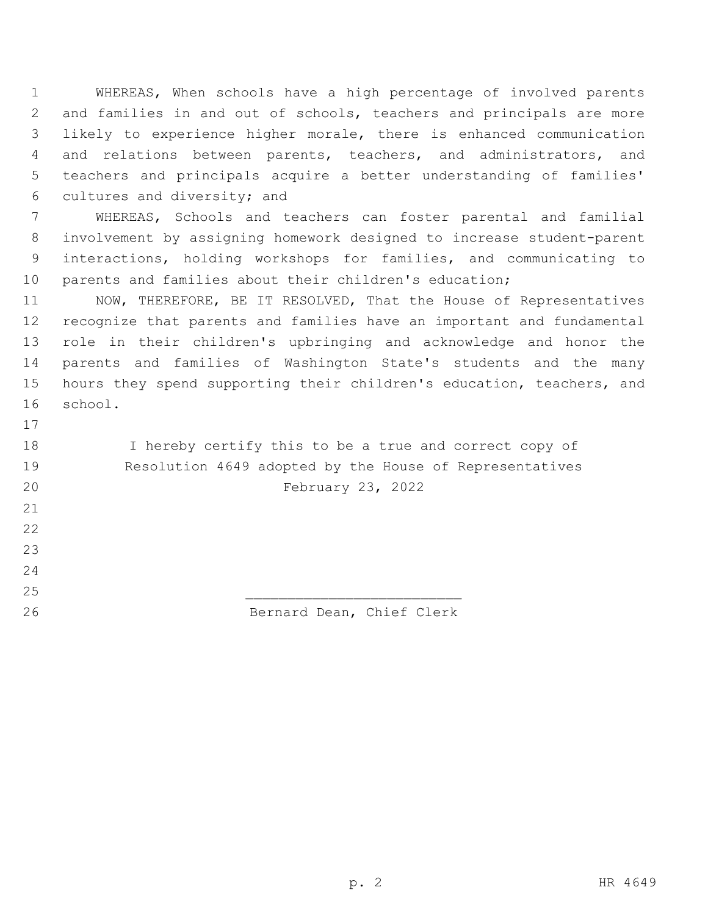WHEREAS, When schools have a high percentage of involved parents and families in and out of schools, teachers and principals are more likely to experience higher morale, there is enhanced communication and relations between parents, teachers, and administrators, and teachers and principals acquire a better understanding of families' cultures and diversity; and

WHEREAS, Schools and teachers can foster parental and familial involvement by assigning homework designed to increase student-parent interactions, holding workshops for families, and communicating to parents and families about their children's education;

NOW, THEREFORE, BE IT RESOLVED, That the House of Representatives recognize that parents and families have an important and fundamental role in their children's upbringing and acknowledge and honor the parents and families of Washington State's students and the many hours they spend supporting their children's education, teachers, and school.

I hereby certify this to be a true and correct copy of Resolution 4649 adopted by the House of Representatives February 23, 2022

\_\_\_\_\_\_\_\_\_\_\_\_\_\_\_\_\_\_\_\_\_\_\_\_\_\_

Bernard Dean, Chief Clerk